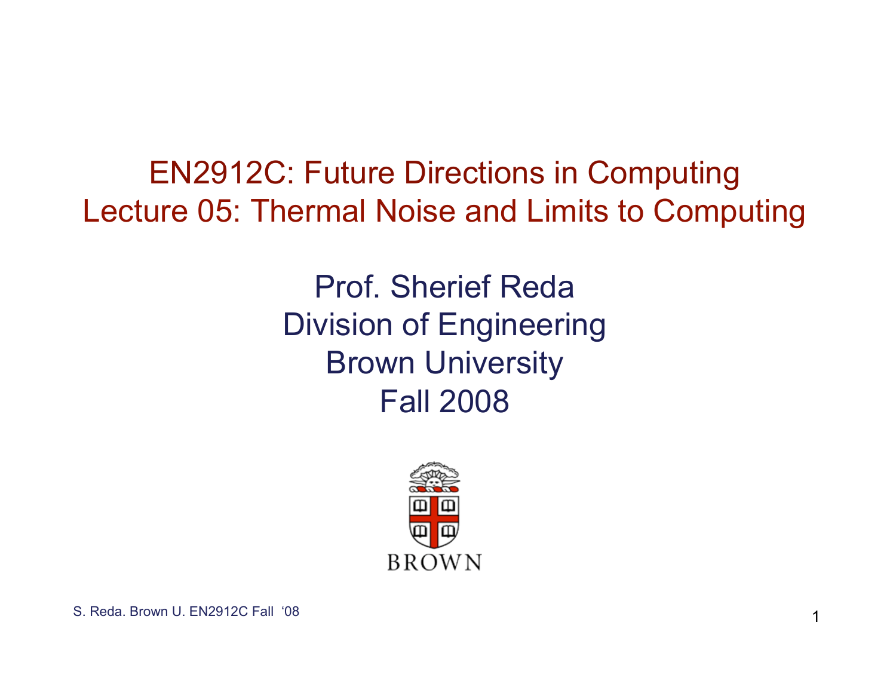# EN2912C: Future Directions in Computing
# Lecture 05: Thermal Noise and Limits to Computing

Prof. Sherief Reda
Division of Engineering
Brown University
Fall 2008

BROWN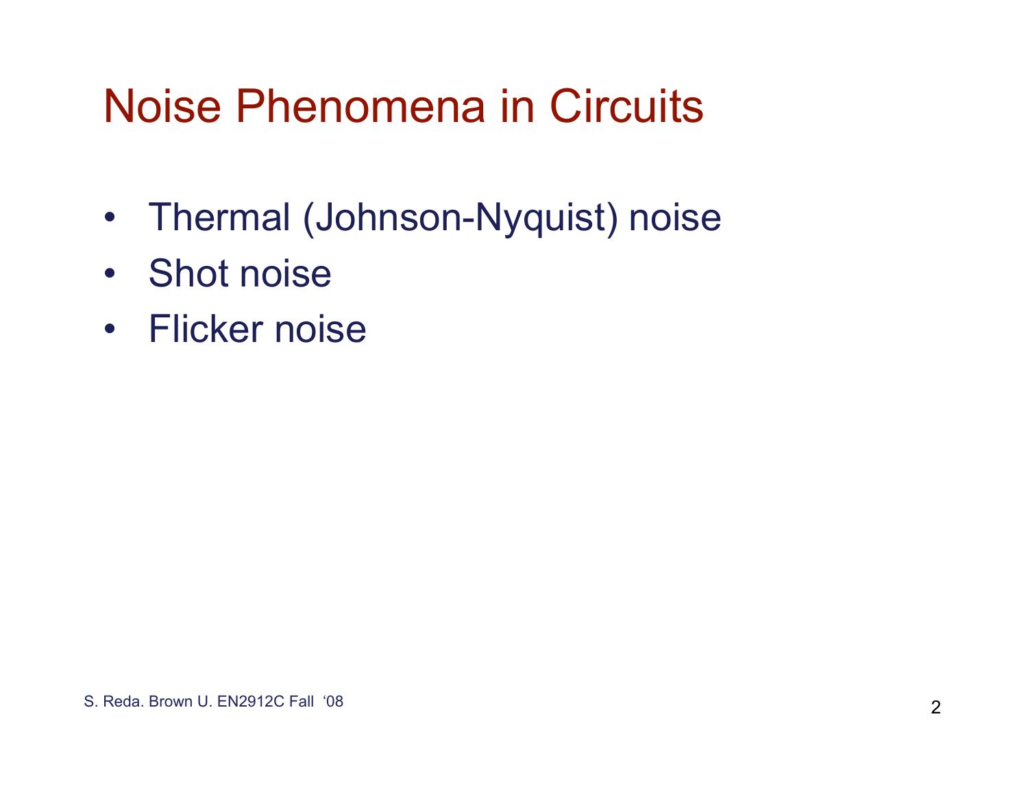# Noise Phenomena in Circuits

- Thermal (Johnson-Nyquist) noise
- Shot noise
- Flicker noise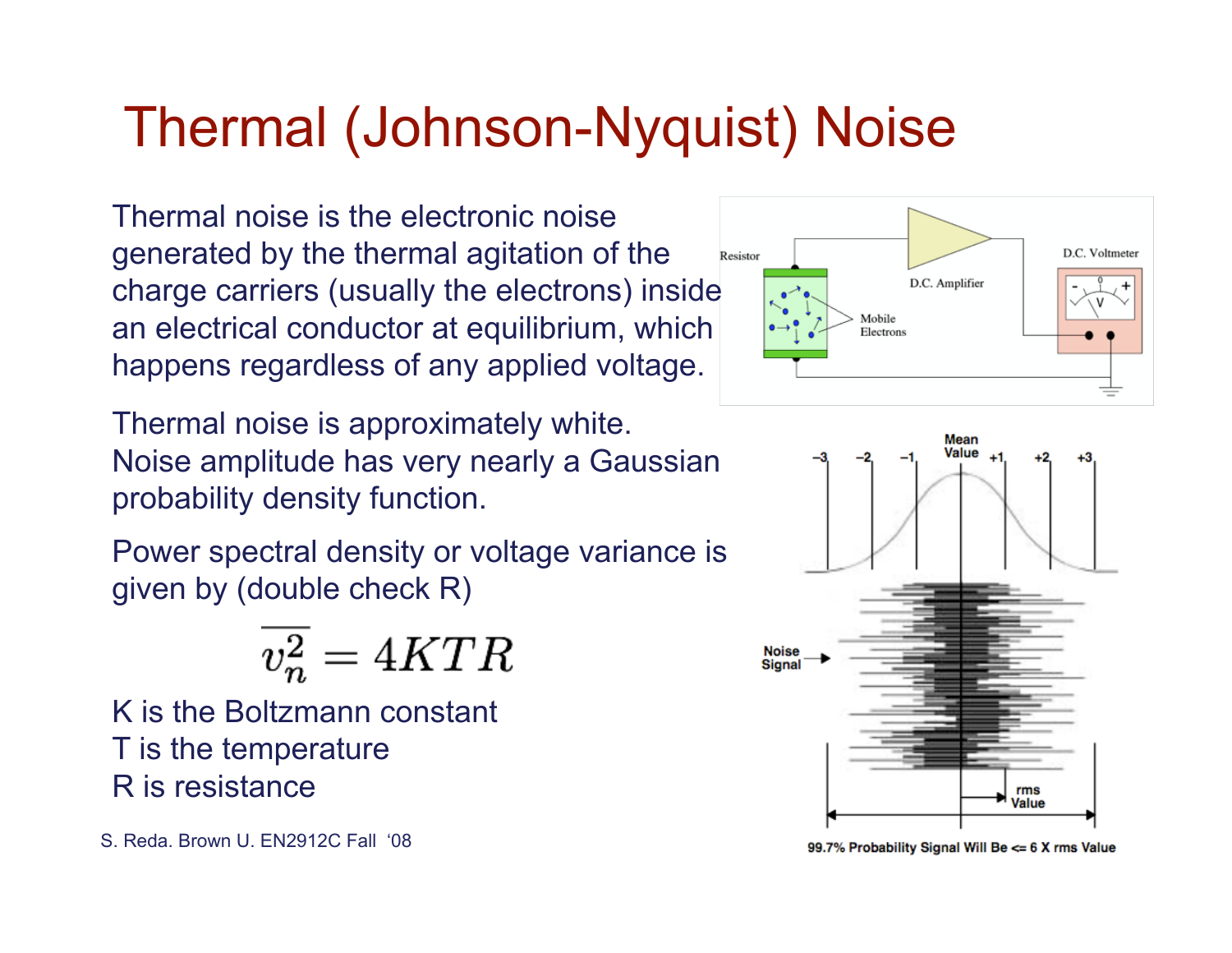# Thermal (Johnson-Nyquist) Noise

Thermal noise is the electronic noise generated by the thermal agitation of the charge carriers (usually the electrons) inside an electrical conductor at equilibrium, which happens regardless of any applied voltage.

Thermal noise is approximately white. Noise amplitude has very nearly a Gaussian probability density function.

Power spectral density or voltage variance is given by (double check R)

$$\overline{v_n^2} = 4KTR$$

K is the Boltzmann constant
T is the temperature
R is resistance

S. Reda. Brown U. EN2912C Fall '08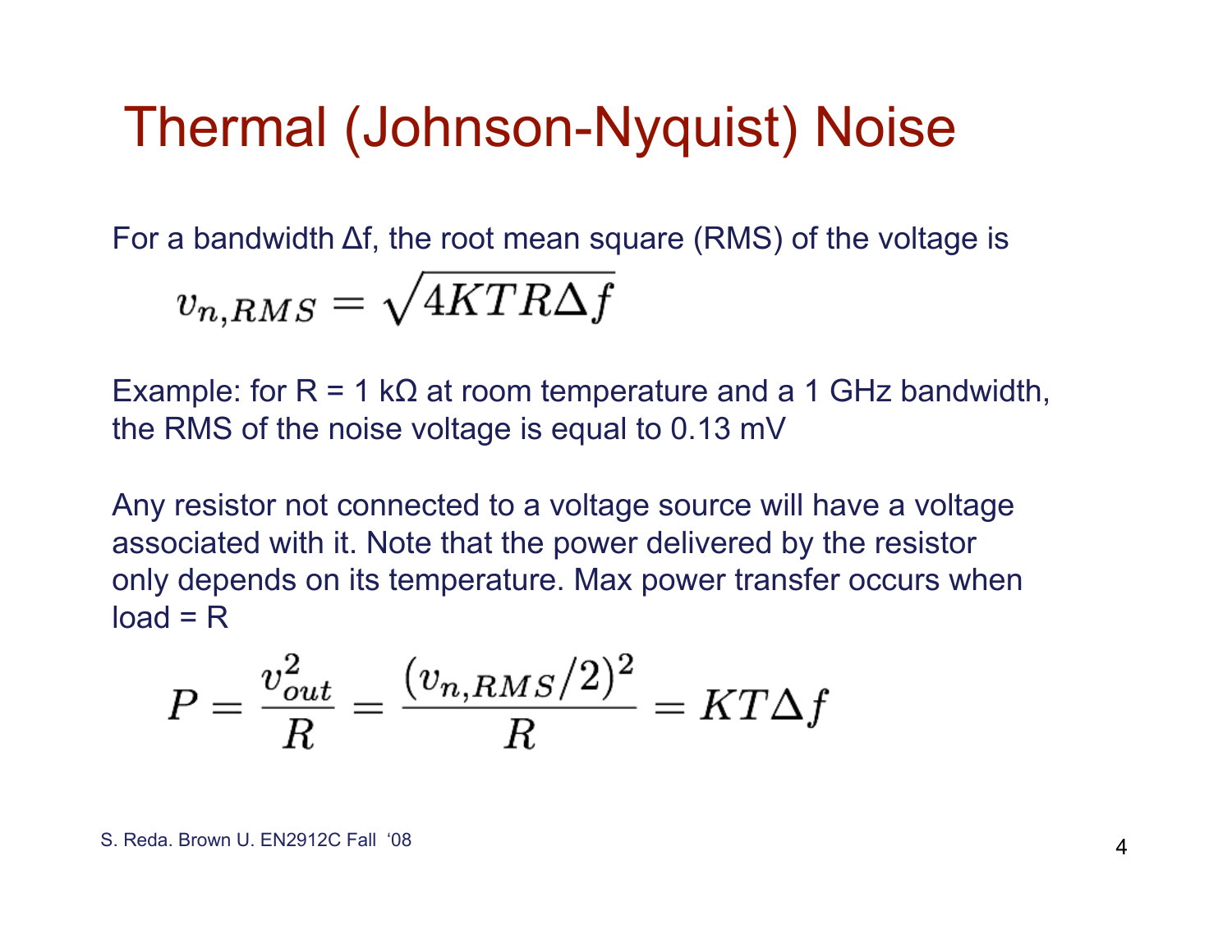# Thermal (Johnson-Nyquist) Noise

For a bandwidth Δf, the root mean square (RMS) of the voltage is

$$v_{n,RMS} = \sqrt{4KTR\Delta f}$$

Example: for R = 1 kΩ at room temperature and a 1 GHz bandwidth, the RMS of the noise voltage is equal to 0.13 mV

Any resistor not connected to a voltage source will have a voltage associated with it. Note that the power delivered by the resistor only depends on its temperature. Max power transfer occurs when load = R

$$P = \frac{v_{out}^2}{R} = \frac{(v_{n,RMS}/2)^2}{R} = KT\Delta f$$

S. Reda. Brown U. EN2912C Fall '08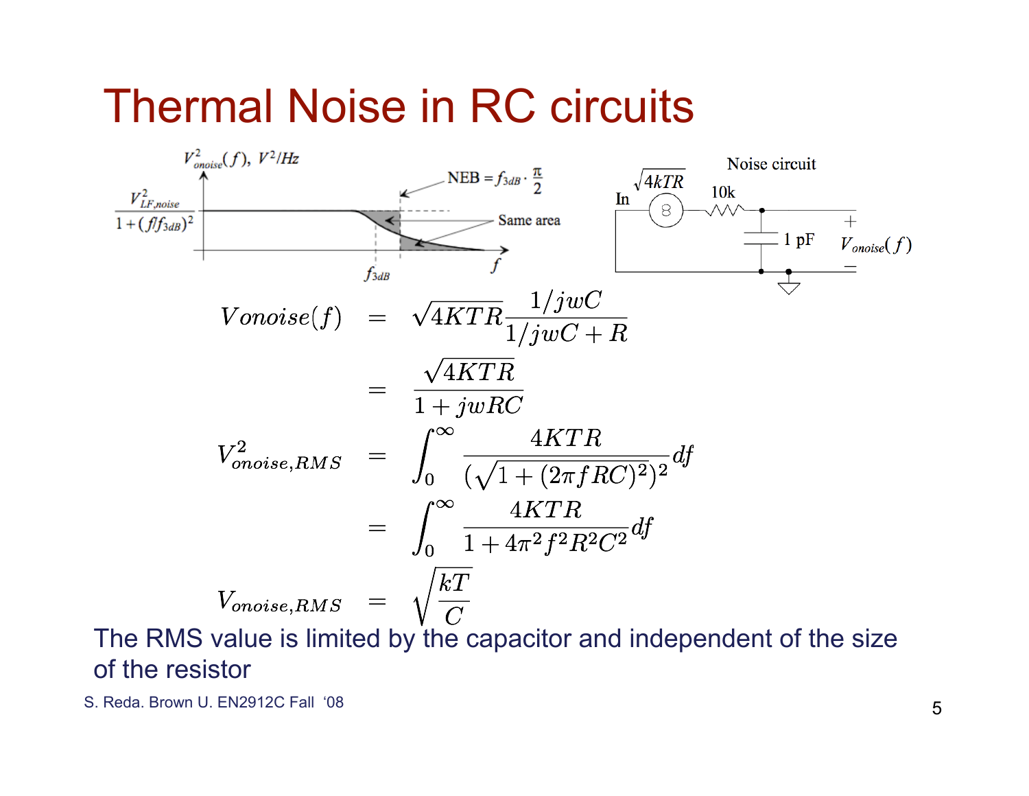# Thermal Noise in RC circuits

$$V_{onoise}(f) = \sqrt{4KTR}\frac{1/jwC}{1/jwC + R}$$

$$= \frac{\sqrt{4KTR}}{1 + jwRC}$$

$$V^2_{onoise,RMS} = \int_0^\infty \frac{4KTR}{(\sqrt{1 + (2\pi f RC)^2})^2} df$$

$$= \int_0^\infty \frac{4KTR}{1 + 4\pi^2 f^2 R^2 C^2} df$$

$$V_{onoise,RMS} = \sqrt{\frac{kT}{C}}$$

The RMS value is limited by the capacitor and independent of the size of the resistor

S. Reda. Brown U. EN2912C Fall '08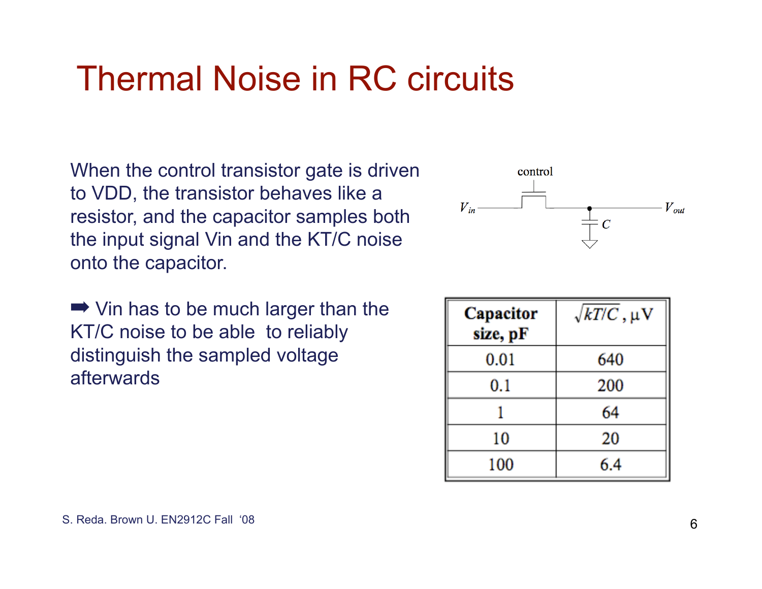# Thermal Noise in RC circuits

When the control transistor gate is driven to VDD, the transistor behaves like a resistor, and the capacitor samples both the input signal Vin and the KT/C noise onto the capacitor.

➡ Vin has to be much larger than the KT/C noise to be able to reliably distinguish the sampled voltage afterwards

| Capacitor size, pF | $\sqrt{kT/C}$, μV |
|---|---|
| 0.01 | 640 |
| 0.1 | 200 |
| 1 | 64 |
| 10 | 20 |
| 100 | 6.4 |

S. Reda. Brown U. EN2912C Fall '08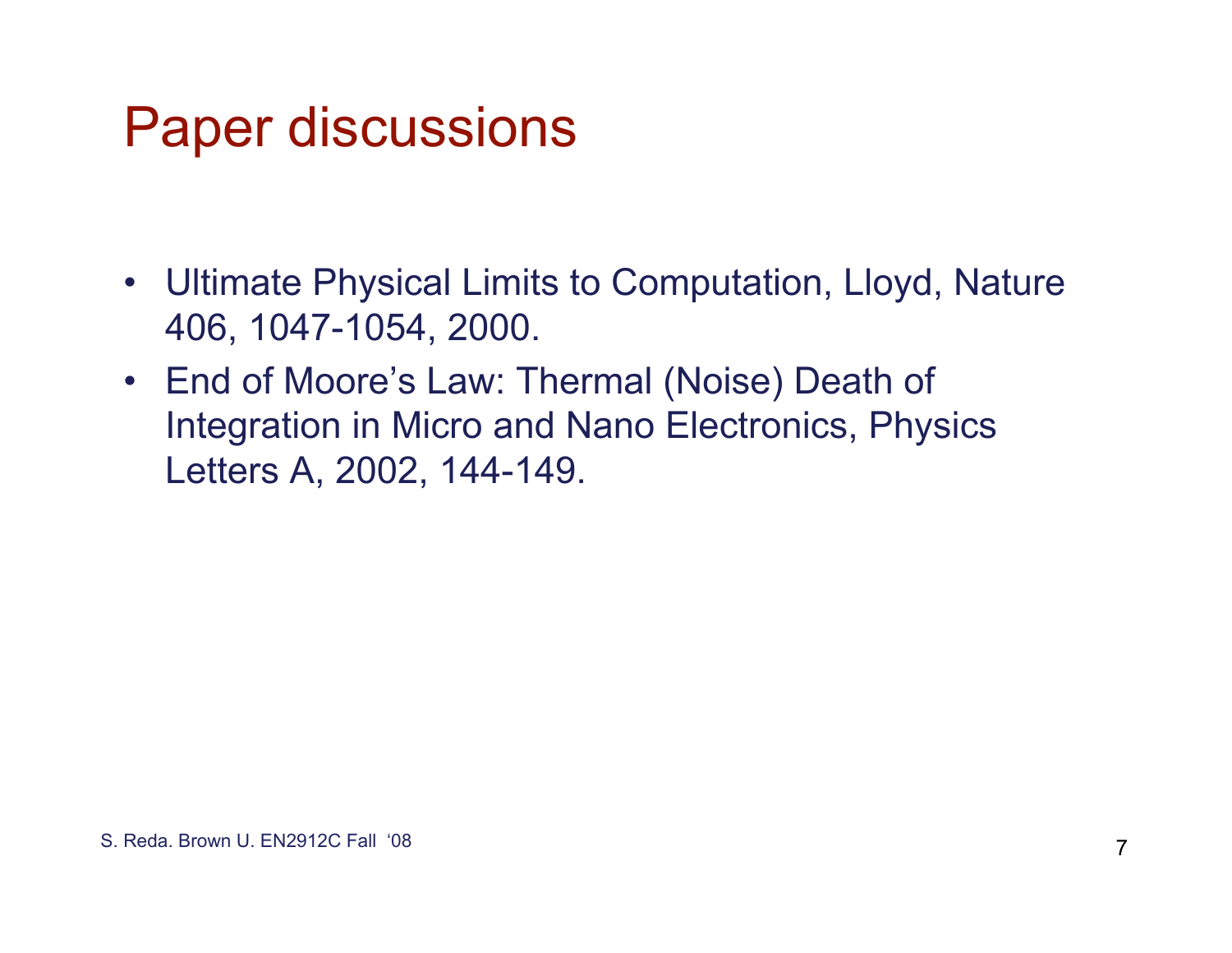# Paper discussions

- Ultimate Physical Limits to Computation, Lloyd, Nature 406, 1047-1054, 2000.
- End of Moore's Law: Thermal (Noise) Death of Integration in Micro and Nano Electronics, Physics Letters A, 2002, 144-149.